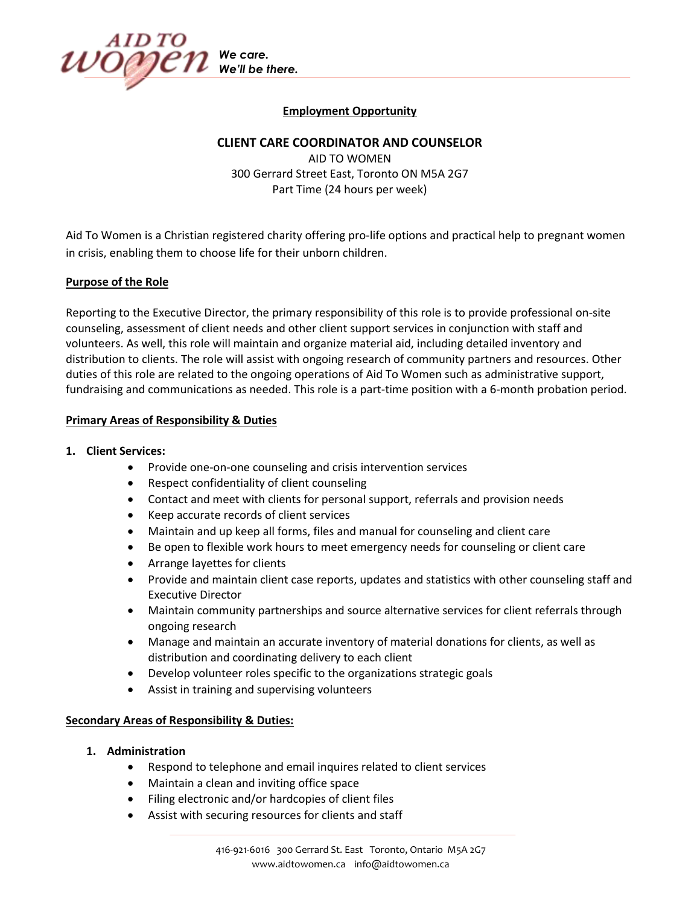AID TO WOMEN

*We care.*
*We'll be there.*

## Employment Opportunity

### CLIENT CARE COORDINATOR AND COUNSELOR

AID TO WOMEN
300 Gerrard Street East, Toronto ON M5A 2G7
Part Time (24 hours per week)

Aid To Women is a Christian registered charity offering pro-life options and practical help to pregnant women in crisis, enabling them to choose life for their unborn children.

**Purpose of the Role**

Reporting to the Executive Director, the primary responsibility of this role is to provide professional on-site counseling, assessment of client needs and other client support services in conjunction with staff and volunteers. As well, this role will maintain and organize material aid, including detailed inventory and distribution to clients. The role will assist with ongoing research of community partners and resources. Other duties of this role are related to the ongoing operations of Aid To Women such as administrative support, fundraising and communications as needed. This role is a part-time position with a 6-month probation period.

**Primary Areas of Responsibility & Duties**

1. **Client Services:**
    - Provide one-on-one counseling and crisis intervention services
    - Respect confidentiality of client counseling
    - Contact and meet with clients for personal support, referrals and provision needs
    - Keep accurate records of client services
    - Maintain and up keep all forms, files and manual for counseling and client care
    - Be open to flexible work hours to meet emergency needs for counseling or client care
    - Arrange layettes for clients
    - Provide and maintain client case reports, updates and statistics with other counseling staff and Executive Director
    - Maintain community partnerships and source alternative services for client referrals through ongoing research
    - Manage and maintain an accurate inventory of material donations for clients, as well as distribution and coordinating delivery to each client
    - Develop volunteer roles specific to the organizations strategic goals
    - Assist in training and supervising volunteers

**Secondary Areas of Responsibility & Duties:**

1. **Administration**
    - Respond to telephone and email inquires related to client services
    - Maintain a clean and inviting office space
    - Filing electronic and/or hardcopies of client files
    - Assist with securing resources for clients and staff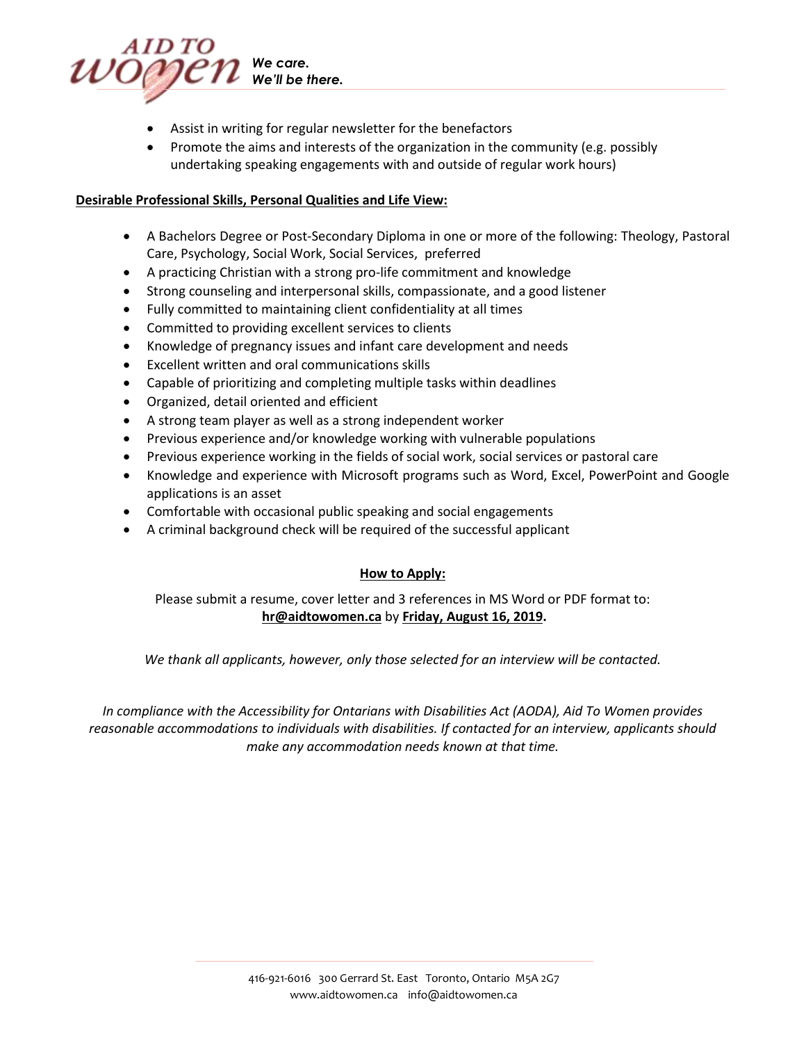- Assist in writing for regular newsletter for the benefactors
- Promote the aims and interests of the organization in the community (e.g. possibly undertaking speaking engagements with and outside of regular work hours)

**Desirable Professional Skills, Personal Qualities and Life View:**

- A Bachelors Degree or Post-Secondary Diploma in one or more of the following: Theology, Pastoral Care, Psychology, Social Work, Social Services, preferred
- A practicing Christian with a strong pro-life commitment and knowledge
- Strong counseling and interpersonal skills, compassionate, and a good listener
- Fully committed to maintaining client confidentiality at all times
- Committed to providing excellent services to clients
- Knowledge of pregnancy issues and infant care development and needs
- Excellent written and oral communications skills
- Capable of prioritizing and completing multiple tasks within deadlines
- Organized, detail oriented and efficient
- A strong team player as well as a strong independent worker
- Previous experience and/or knowledge working with vulnerable populations
- Previous experience working in the fields of social work, social services or pastoral care
- Knowledge and experience with Microsoft programs such as Word, Excel, PowerPoint and Google applications is an asset
- Comfortable with occasional public speaking and social engagements
- A criminal background check will be required of the successful applicant

**How to Apply:**

Please submit a resume, cover letter and 3 references in MS Word or PDF format to: **hr@aidtowomen.ca** by **Friday, August 16, 2019.**

*We thank all applicants, however, only those selected for an interview will be contacted.*

*In compliance with the Accessibility for Ontarians with Disabilities Act (AODA), Aid To Women provides reasonable accommodations to individuals with disabilities. If contacted for an interview, applicants should make any accommodation needs known at that time.*